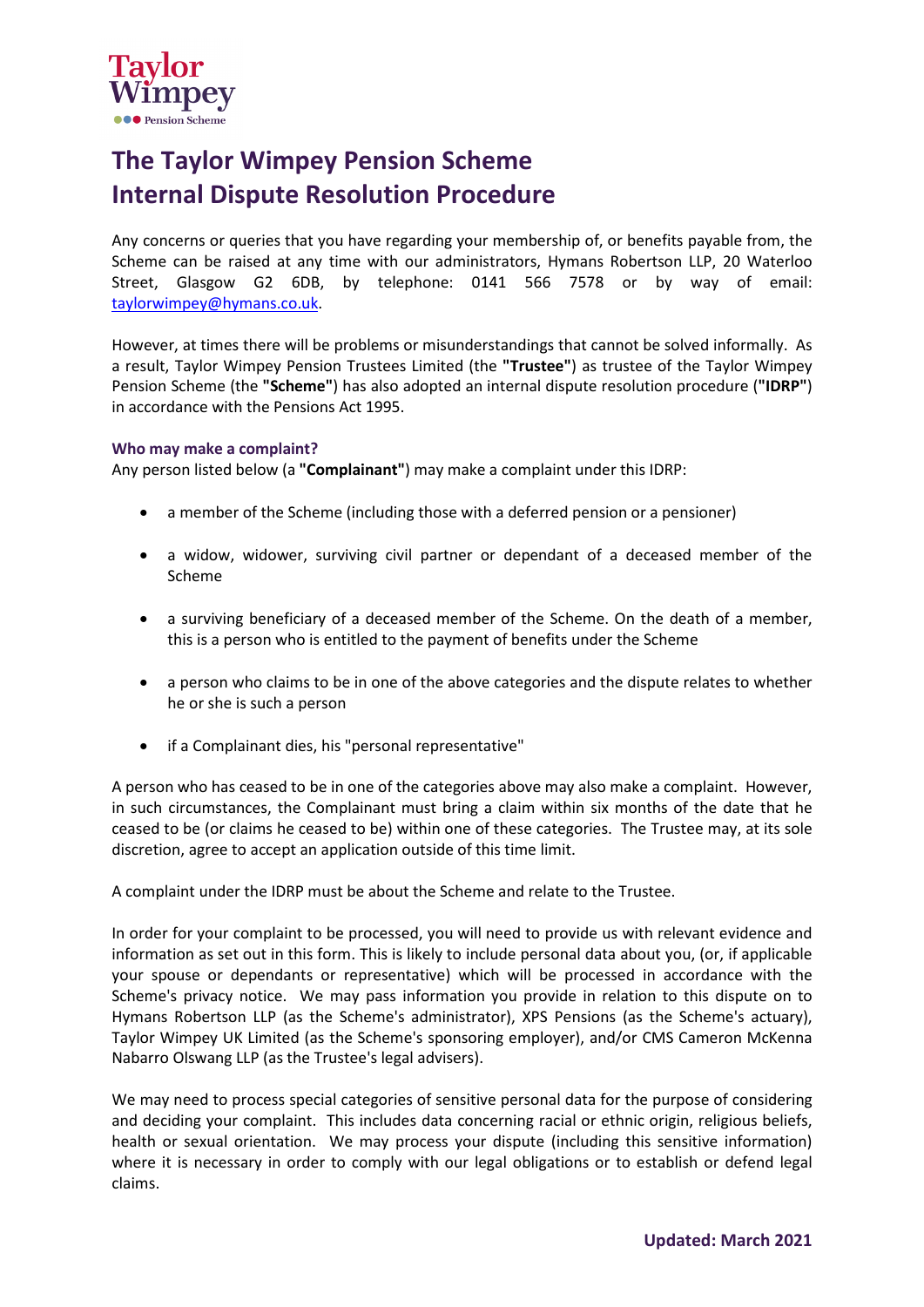# The Taylor Wimpey Pension Scheme
# Internal Dispute Resolution Procedure

Any concerns or queries that you have regarding your membership of, or benefits payable from, the Scheme can be raised at any time with our administrators, Hymans Robertson LLP, 20 Waterloo Street, Glasgow G2 6DB, by telephone: 0141 566 7578 or by way of email: taylorwimpey@hymans.co.uk.

However, at times there will be problems or misunderstandings that cannot be solved informally. As a result, Taylor Wimpey Pension Trustees Limited (the **"Trustee"**) as trustee of the Taylor Wimpey Pension Scheme (the **"Scheme"**) has also adopted an internal dispute resolution procedure (**"IDRP"**) in accordance with the Pensions Act 1995.

### Who may make a complaint?

Any person listed below (a **"Complainant"**) may make a complaint under this IDRP:

- a member of the Scheme (including those with a deferred pension or a pensioner)
- a widow, widower, surviving civil partner or dependant of a deceased member of the Scheme
- a surviving beneficiary of a deceased member of the Scheme. On the death of a member, this is a person who is entitled to the payment of benefits under the Scheme
- a person who claims to be in one of the above categories and the dispute relates to whether he or she is such a person
- if a Complainant dies, his "personal representative"

A person who has ceased to be in one of the categories above may also make a complaint. However, in such circumstances, the Complainant must bring a claim within six months of the date that he ceased to be (or claims he ceased to be) within one of these categories. The Trustee may, at its sole discretion, agree to accept an application outside of this time limit.

A complaint under the IDRP must be about the Scheme and relate to the Trustee.

In order for your complaint to be processed, you will need to provide us with relevant evidence and information as set out in this form. This is likely to include personal data about you, (or, if applicable your spouse or dependants or representative) which will be processed in accordance with the Scheme's privacy notice. We may pass information you provide in relation to this dispute on to Hymans Robertson LLP (as the Scheme's administrator), XPS Pensions (as the Scheme's actuary), Taylor Wimpey UK Limited (as the Scheme's sponsoring employer), and/or CMS Cameron McKenna Nabarro Olswang LLP (as the Trustee's legal advisers).

We may need to process special categories of sensitive personal data for the purpose of considering and deciding your complaint. This includes data concerning racial or ethnic origin, religious beliefs, health or sexual orientation. We may process your dispute (including this sensitive information) where it is necessary in order to comply with our legal obligations or to establish or defend legal claims.

**Updated: March 2021**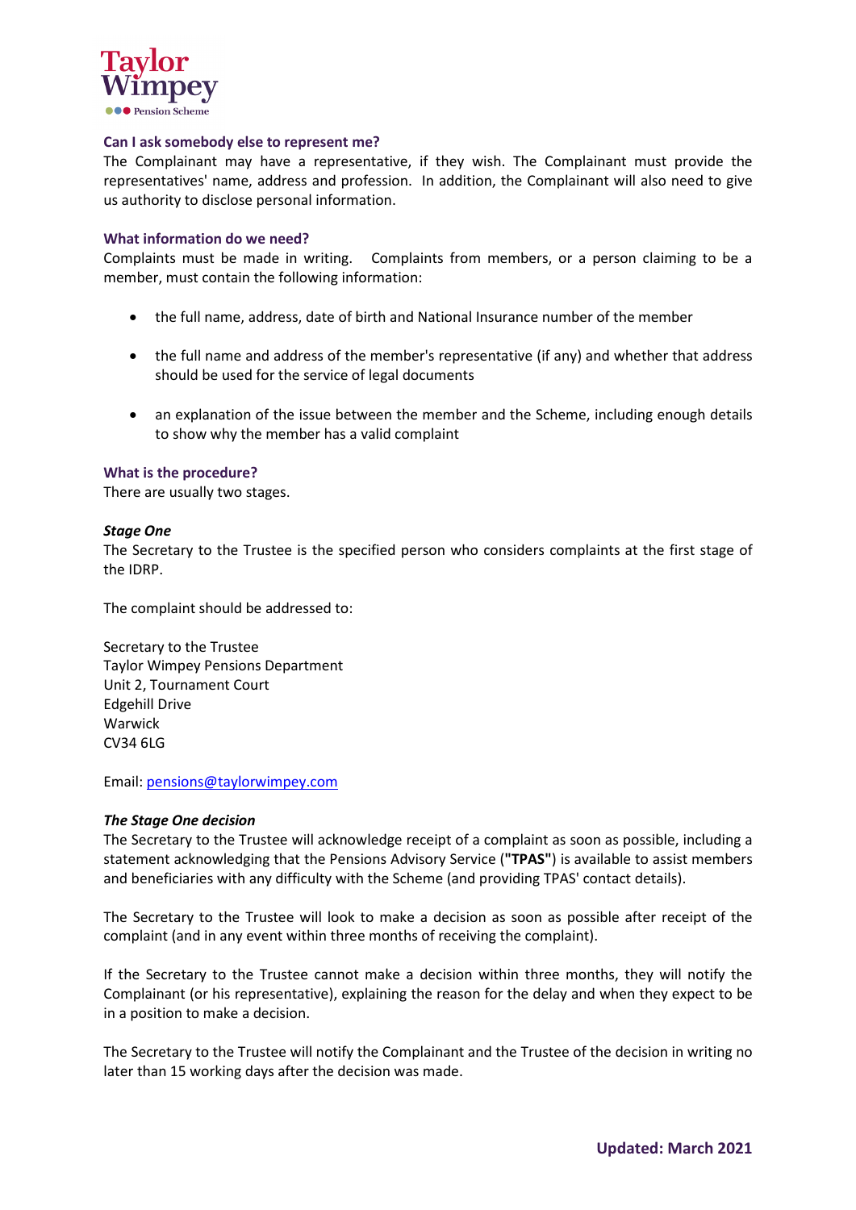### Can I ask somebody else to represent me?

The Complainant may have a representative, if they wish. The Complainant must provide the representatives' name, address and profession. In addition, the Complainant will also need to give us authority to disclose personal information.

### What information do we need?

Complaints must be made in writing. Complaints from members, or a person claiming to be a member, must contain the following information:

- the full name, address, date of birth and National Insurance number of the member
- the full name and address of the member's representative (if any) and whether that address should be used for the service of legal documents
- an explanation of the issue between the member and the Scheme, including enough details to show why the member has a valid complaint

### What is the procedure?

There are usually two stages.

#### *Stage One*

The Secretary to the Trustee is the specified person who considers complaints at the first stage of the IDRP.

The complaint should be addressed to:

Secretary to the Trustee
Taylor Wimpey Pensions Department
Unit 2, Tournament Court
Edgehill Drive
Warwick
CV34 6LG

Email: pensions@taylorwimpey.com

#### *The Stage One decision*

The Secretary to the Trustee will acknowledge receipt of a complaint as soon as possible, including a statement acknowledging that the Pensions Advisory Service (**"TPAS"**) is available to assist members and beneficiaries with any difficulty with the Scheme (and providing TPAS' contact details).

The Secretary to the Trustee will look to make a decision as soon as possible after receipt of the complaint (and in any event within three months of receiving the complaint).

If the Secretary to the Trustee cannot make a decision within three months, they will notify the Complainant (or his representative), explaining the reason for the delay and when they expect to be in a position to make a decision.

The Secretary to the Trustee will notify the Complainant and the Trustee of the decision in writing no later than 15 working days after the decision was made.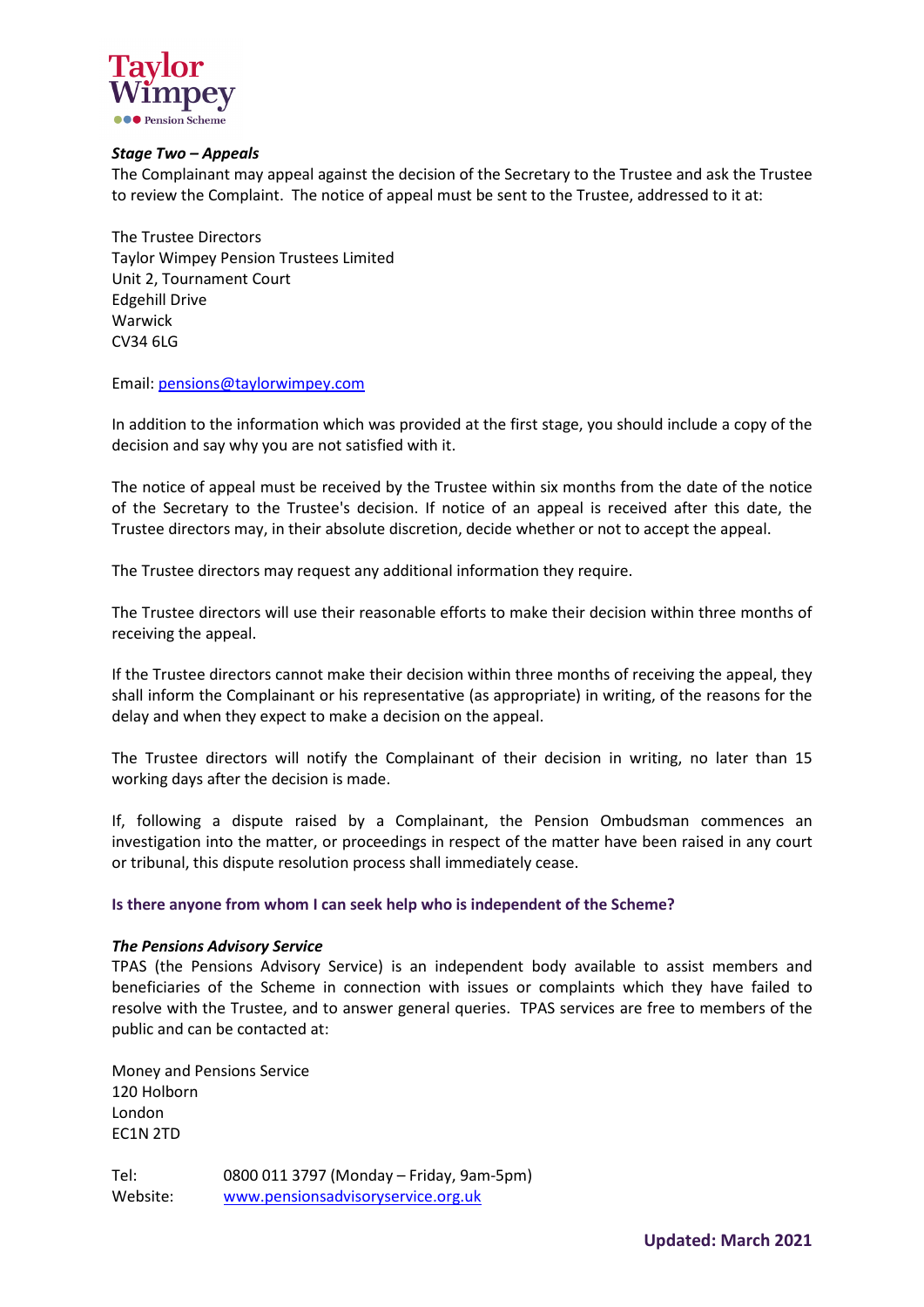***Stage Two – Appeals***

The Complainant may appeal against the decision of the Secretary to the Trustee and ask the Trustee to review the Complaint. The notice of appeal must be sent to the Trustee, addressed to it at:

The Trustee Directors
Taylor Wimpey Pension Trustees Limited
Unit 2, Tournament Court
Edgehill Drive
Warwick
CV34 6LG

Email: pensions@taylorwimpey.com

In addition to the information which was provided at the first stage, you should include a copy of the decision and say why you are not satisfied with it.

The notice of appeal must be received by the Trustee within six months from the date of the notice of the Secretary to the Trustee's decision. If notice of an appeal is received after this date, the Trustee directors may, in their absolute discretion, decide whether or not to accept the appeal.

The Trustee directors may request any additional information they require.

The Trustee directors will use their reasonable efforts to make their decision within three months of receiving the appeal.

If the Trustee directors cannot make their decision within three months of receiving the appeal, they shall inform the Complainant or his representative (as appropriate) in writing, of the reasons for the delay and when they expect to make a decision on the appeal.

The Trustee directors will notify the Complainant of their decision in writing, no later than 15 working days after the decision is made.

If, following a dispute raised by a Complainant, the Pension Ombudsman commences an investigation into the matter, or proceedings in respect of the matter have been raised in any court or tribunal, this dispute resolution process shall immediately cease.

## Is there anyone from whom I can seek help who is independent of the Scheme?

***The Pensions Advisory Service***

TPAS (the Pensions Advisory Service) is an independent body available to assist members and beneficiaries of the Scheme in connection with issues or complaints which they have failed to resolve with the Trustee, and to answer general queries. TPAS services are free to members of the public and can be contacted at:

Money and Pensions Service
120 Holborn
London
EC1N 2TD

Tel: 0800 011 3797 (Monday – Friday, 9am-5pm)
Website: www.pensionsadvisoryservice.org.uk

**Updated: March 2021**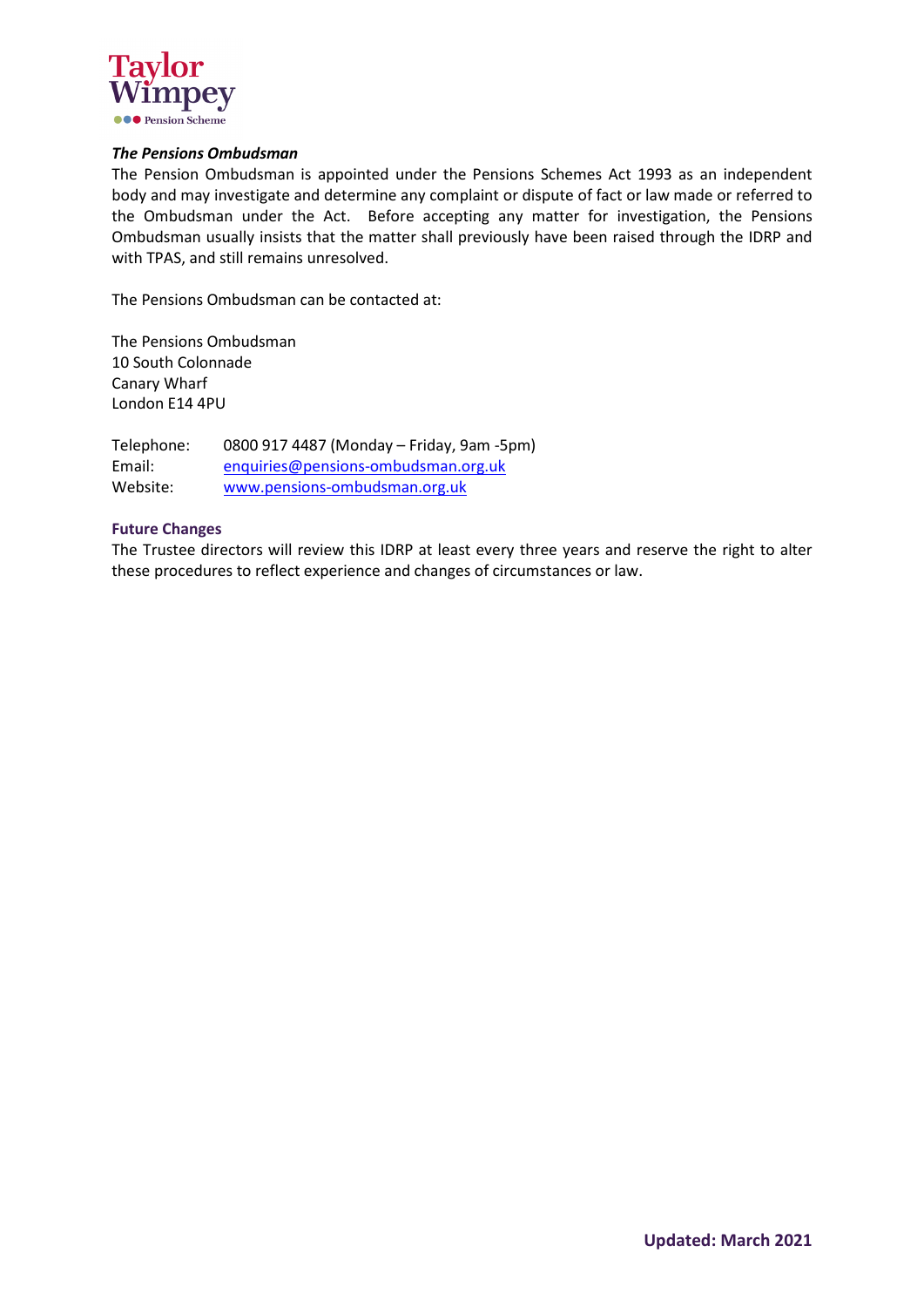***The Pensions Ombudsman***

The Pension Ombudsman is appointed under the Pensions Schemes Act 1993 as an independent body and may investigate and determine any complaint or dispute of fact or law made or referred to the Ombudsman under the Act. Before accepting any matter for investigation, the Pensions Ombudsman usually insists that the matter shall previously have been raised through the IDRP and with TPAS, and still remains unresolved.

The Pensions Ombudsman can be contacted at:

The Pensions Ombudsman
10 South Colonnade
Canary Wharf
London E14 4PU

| | |
|---|---|
| Telephone: | 0800 917 4487 (Monday – Friday, 9am -5pm) |
| Email: | enquiries@pensions-ombudsman.org.uk |
| Website: | www.pensions-ombudsman.org.uk |

**Future Changes**

The Trustee directors will review this IDRP at least every three years and reserve the right to alter these procedures to reflect experience and changes of circumstances or law.

**Updated: March 2021**